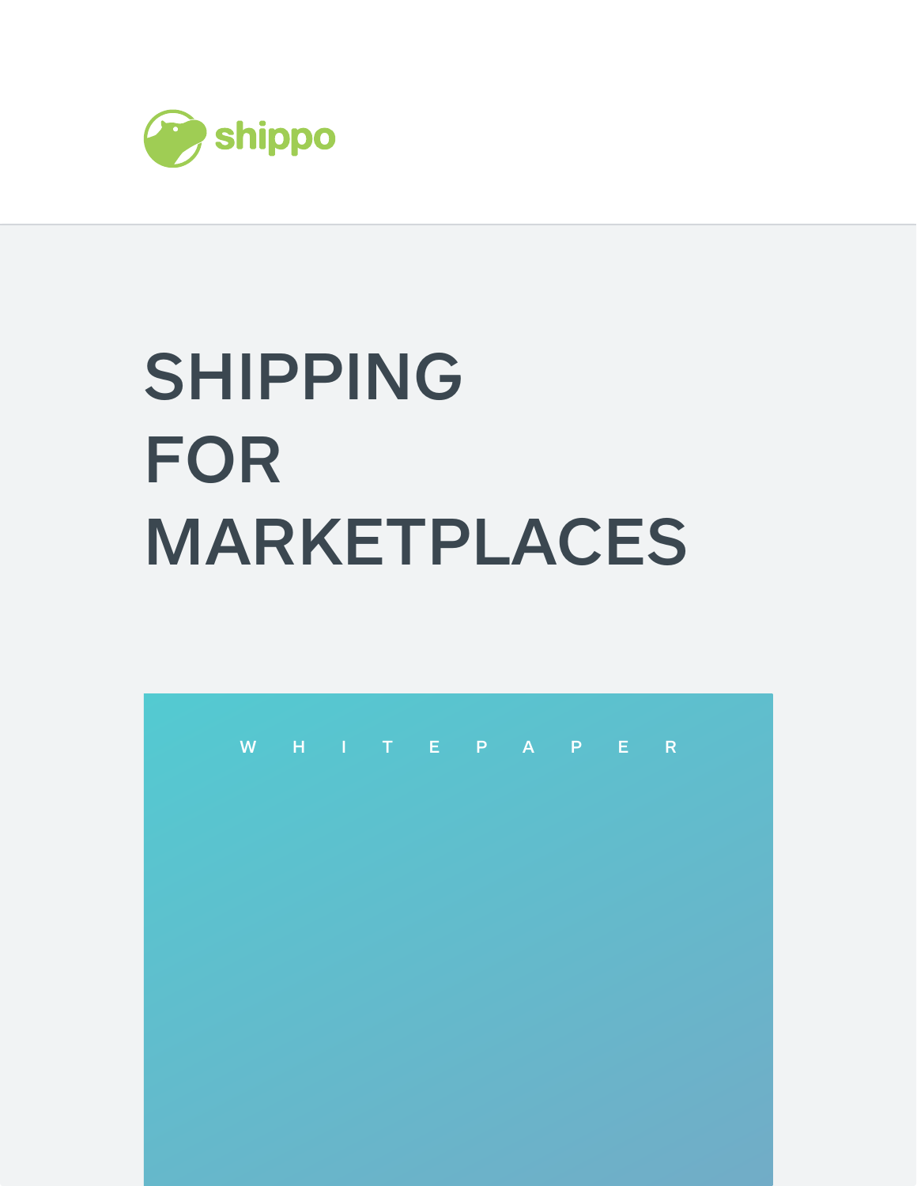shippo

# SHIPPING FOR MARKETPLACES

WHITEPAPER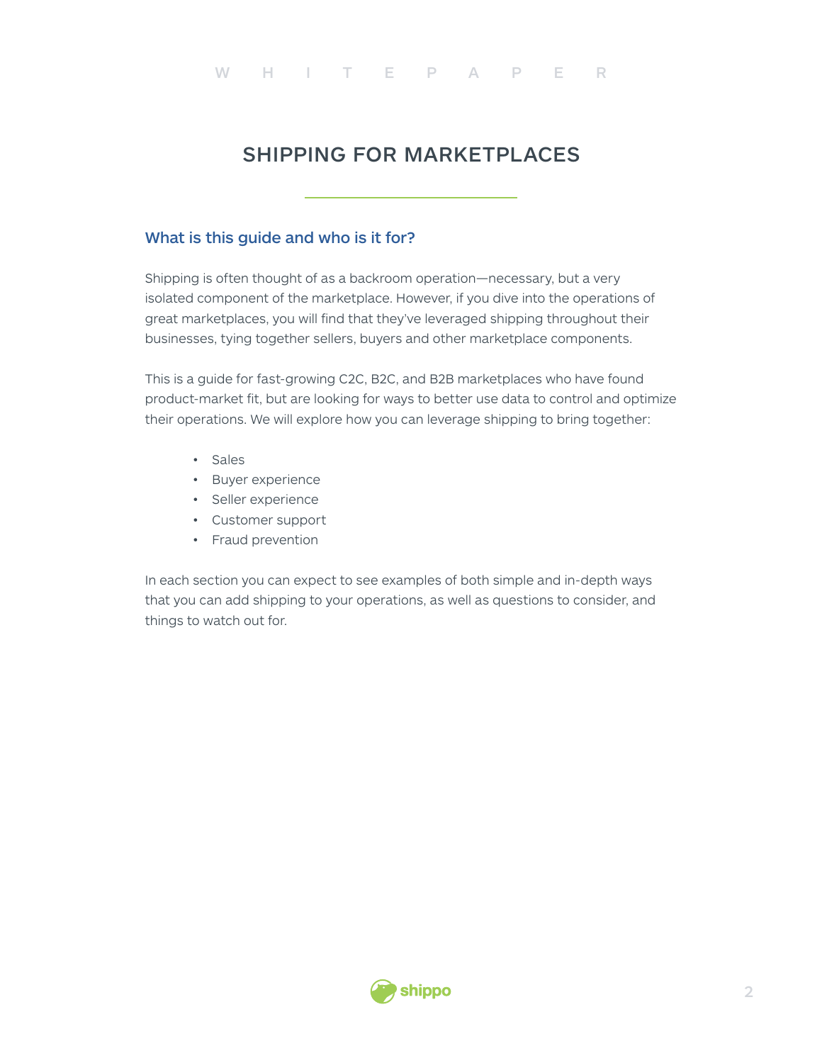# SHIPPING FOR MARKETPLACES

## What is this guide and who is it for?

Shipping is often thought of as a backroom operation—necessary, but a very isolated component of the marketplace. However, if you dive into the operations of great marketplaces, you will find that they've leveraged shipping throughout their businesses, tying together sellers, buyers and other marketplace components.

This is a guide for fast-growing C2C, B2C, and B2B marketplaces who have found product-market fit, but are looking for ways to better use data to control and optimize their operations. We will explore how you can leverage shipping to bring together:

- Sales
- Buyer experience
- Seller experience
- Customer support
- Fraud prevention

In each section you can expect to see examples of both simple and in-depth ways that you can add shipping to your operations, as well as questions to consider, and things to watch out for.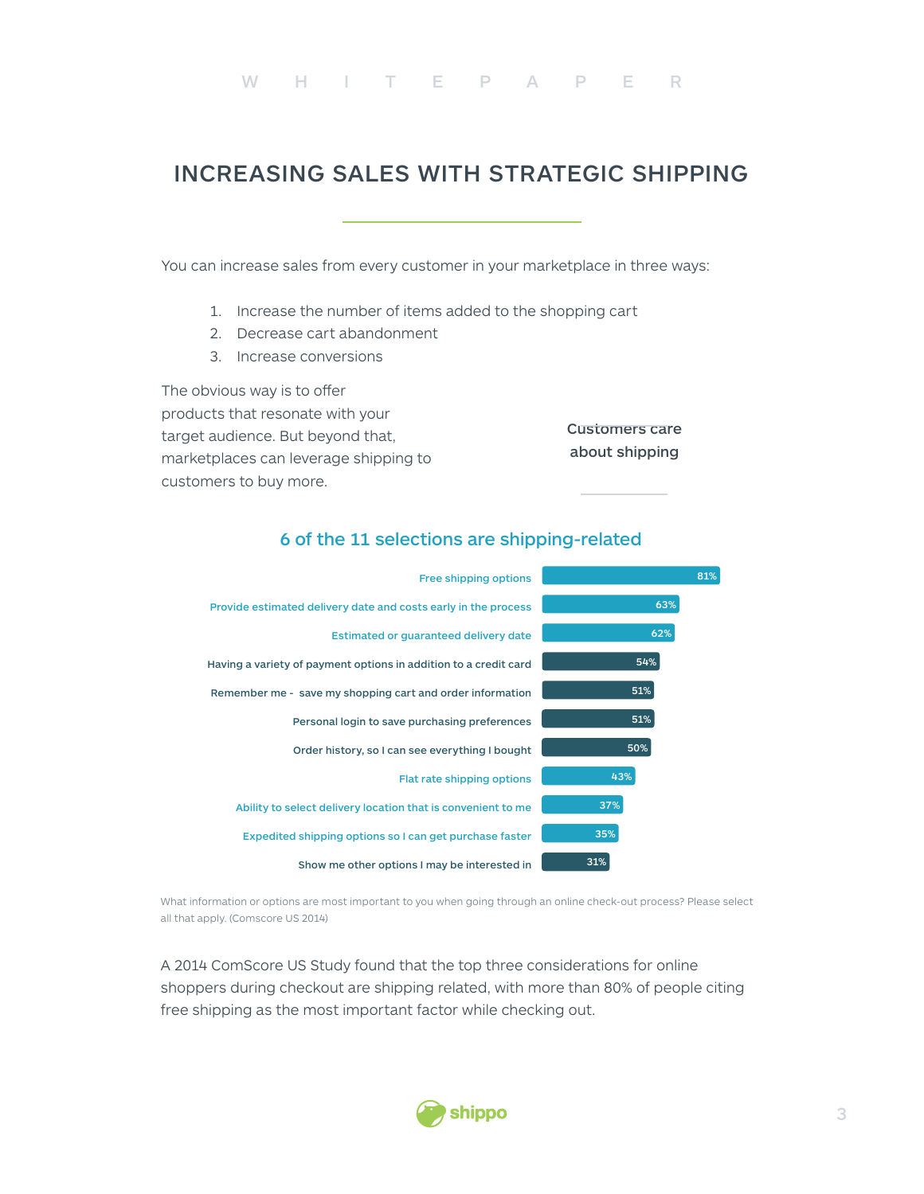# INCREASING SALES WITH STRATEGIC SHIPPING

You can increase sales from every customer in your marketplace in three ways:

1. Increase the number of items added to the shopping cart
2. Decrease cart abandonment
3. Increase conversions

The obvious way is to offer products that resonate with your target audience. But beyond that, marketplaces can leverage shipping to customers to buy more.

**Customers care about shipping**

## 6 of the 11 selections are shipping-related

| Selection | Percentage |
| --- | --- |
| Free shipping options | 81% |
| Provide estimated delivery date and costs early in the process | 63% |
| Estimated or guaranteed delivery date | 62% |
| Having a variety of payment options in addition to a credit card | 54% |
| Remember me - save my shopping cart and order information | 51% |
| Personal login to save purchasing preferences | 51% |
| Order history, so I can see everything I bought | 50% |
| Flat rate shipping options | 43% |
| Ability to select delivery location that is convenient to me | 37% |
| Expedited shipping options so I can get purchase faster | 35% |
| Show me other options I may be interested in | 31% |

What information or options are most important to you when going through an online check-out process? Please select all that apply. (Comscore US 2014)

A 2014 ComScore US Study found that the top three considerations for online shoppers during checkout are shipping related, with more than 80% of people citing free shipping as the most important factor while checking out.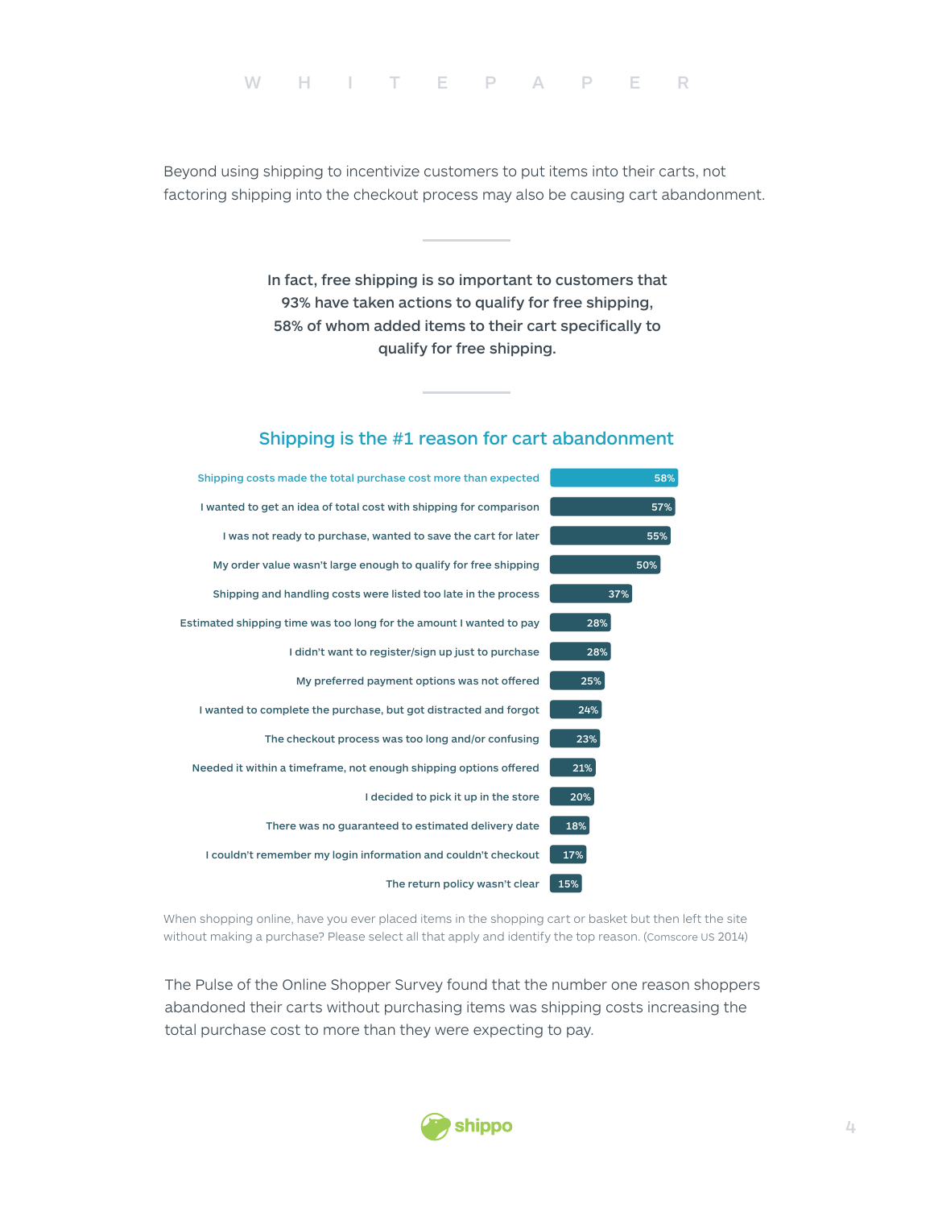Beyond using shipping to incentivize customers to put items into their carts, not factoring shipping into the checkout process may also be causing cart abandonment.

---

**In fact, free shipping is so important to customers that 93% have taken actions to qualify for free shipping, 58% of whom added items to their cart specifically to qualify for free shipping.**

---

## Shipping is the #1 reason for cart abandonment

| Reason | % |
| --- | --- |
| Shipping costs made the total purchase cost more than expected | 58% |
| I wanted to get an idea of total cost with shipping for comparison | 57% |
| I was not ready to purchase, wanted to save the cart for later | 55% |
| My order value wasn't large enough to qualify for free shipping | 50% |
| Shipping and handling costs were listed too late in the process | 37% |
| Estimated shipping time was too long for the amount I wanted to pay | 28% |
| I didn't want to register/sign up just to purchase | 28% |
| My preferred payment options was not offered | 25% |
| I wanted to complete the purchase, but got distracted and forgot | 24% |
| The checkout process was too long and/or confusing | 23% |
| Needed it within a timeframe, not enough shipping options offered | 21% |
| I decided to pick it up in the store | 20% |
| There was no guaranteed to estimated delivery date | 18% |
| I couldn't remember my login information and couldn't checkout | 17% |
| The return policy wasn't clear | 15% |

When shopping online, have you ever placed items in the shopping cart or basket but then left the site without making a purchase? Please select all that apply and identify the top reason. (Comscore US 2014)

The Pulse of the Online Shopper Survey found that the number one reason shoppers abandoned their carts without purchasing items was shipping costs increasing the total purchase cost to more than they were expecting to pay.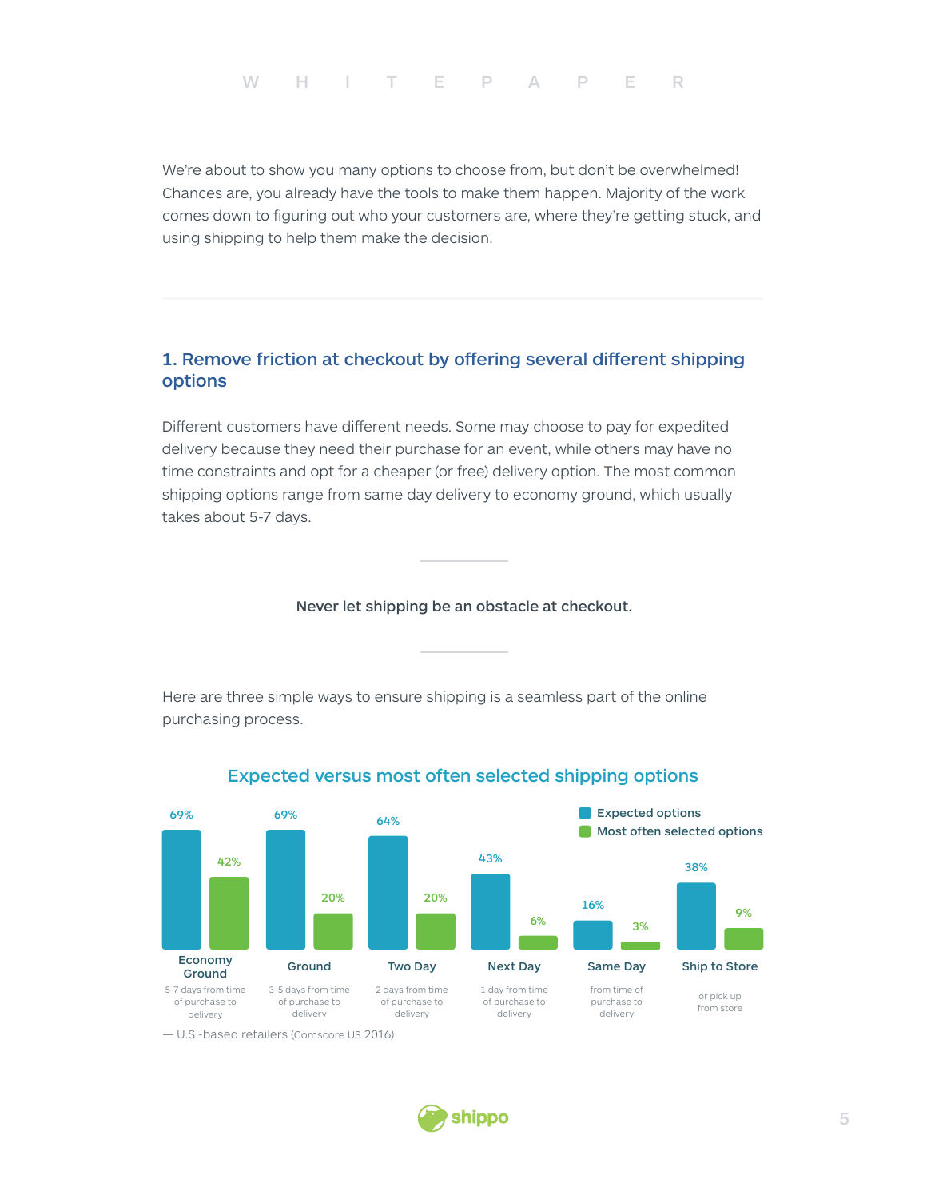We're about to show you many options to choose from, but don't be overwhelmed! Chances are, you already have the tools to make them happen. Majority of the work comes down to figuring out who your customers are, where they're getting stuck, and using shipping to help them make the decision.

---

## 1. Remove friction at checkout by offering several different shipping options

Different customers have different needs. Some may choose to pay for expedited delivery because they need their purchase for an event, while others may have no time constraints and opt for a cheaper (or free) delivery option. The most common shipping options range from same day delivery to economy ground, which usually takes about 5-7 days.

**Never let shipping be an obstacle at checkout.**

Here are three simple ways to ensure shipping is a seamless part of the online purchasing process.

### Expected versus most often selected shipping options

| Shipping option | Description | Expected options | Most often selected options |
|---|---|---|---|
| Economy Ground | 5-7 days from time of purchase to delivery | 69% | 42% |
| Ground | 3-5 days from time of purchase to delivery | 69% | 20% |
| Two Day | 2 days from time of purchase to delivery | 64% | 20% |
| Next Day | 1 day from time of purchase to delivery | 43% | 6% |
| Same Day | from time of purchase to delivery | 16% | 3% |
| Ship to Store | or pick up from store | 38% | 9% |

— U.S.-based retailers (Comscore US 2016)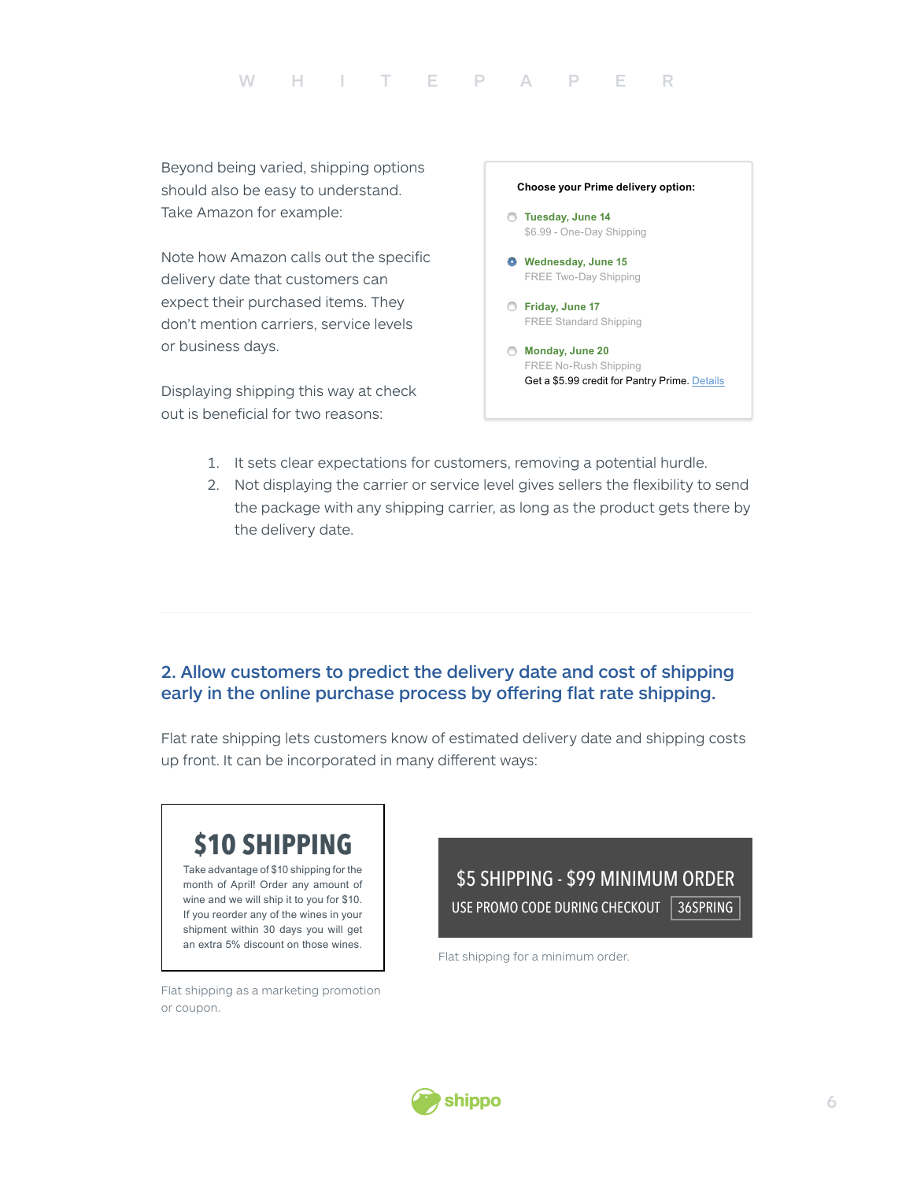Beyond being varied, shipping options should also be easy to understand. Take Amazon for example:

Note how Amazon calls out the specific delivery date that customers can expect their purchased items. They don't mention carriers, service levels or business days.

Displaying shipping this way at check out is beneficial for two reasons:

**Choose your Prime delivery option:**

- **Tuesday, June 14**
  $6.99 - One-Day Shipping
- **Wednesday, June 15**
  FREE Two-Day Shipping
- **Friday, June 17**
  FREE Standard Shipping
- **Monday, June 20**
  FREE No-Rush Shipping
  Get a $5.99 credit for Pantry Prime. Details

1. It sets clear expectations for customers, removing a potential hurdle.
2. Not displaying the carrier or service level gives sellers the flexibility to send the package with any shipping carrier, as long as the product gets there by the delivery date.

---

## 2. Allow customers to predict the delivery date and cost of shipping early in the online purchase process by offering flat rate shipping.

Flat rate shipping lets customers know of estimated delivery date and shipping costs up front. It can be incorporated in many different ways:

**$10 SHIPPING**

Take advantage of $10 shipping for the month of April! Order any amount of wine and we will ship it to you for $10. If you reorder any of the wines in your shipment within 30 days you will get an extra 5% discount on those wines.

Flat shipping as a marketing promotion or coupon.

**$5 SHIPPING - $99 MINIMUM ORDER**

USE PROMO CODE DURING CHECKOUT 36SPRING

Flat shipping for a minimum order.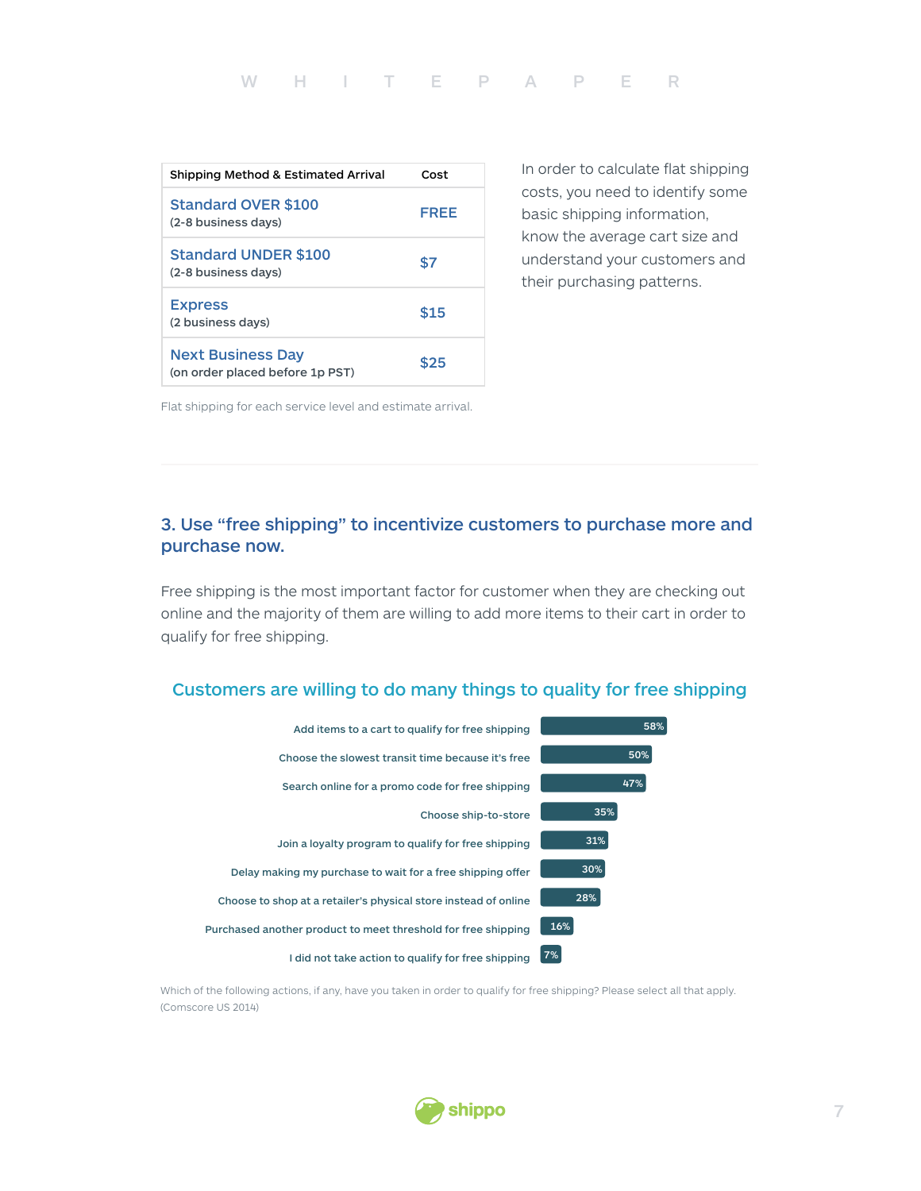| Shipping Method & Estimated Arrival | Cost |
|---|---|
| Standard OVER $100 (2-8 business days) | FREE |
| Standard UNDER $100 (2-8 business days) | $7 |
| Express (2 business days) | $15 |
| Next Business Day (on order placed before 1p PST) | $25 |

Flat shipping for each service level and estimate arrival.

In order to calculate flat shipping costs, you need to identify some basic shipping information, know the average cart size and understand your customers and their purchasing patterns.

## 3. Use "free shipping" to incentivize customers to purchase more and purchase now.

Free shipping is the most important factor for customer when they are checking out online and the majority of them are willing to add more items to their cart in order to qualify for free shipping.

### Customers are willing to do many things to quality for free shipping

| Action | % |
|---|---|
| Add items to a cart to qualify for free shipping | 58% |
| Choose the slowest transit time because it's free | 50% |
| Search online for a promo code for free shipping | 47% |
| Choose ship-to-store | 35% |
| Join a loyalty program to qualify for free shipping | 31% |
| Delay making my purchase to wait for a free shipping offer | 30% |
| Choose to shop at a retailer's physical store instead of online | 28% |
| Purchased another product to meet threshold for free shipping | 16% |
| I did not take action to qualify for free shipping | 7% |

Which of the following actions, if any, have you taken in order to qualify for free shipping? Please select all that apply. (Comscore US 2014)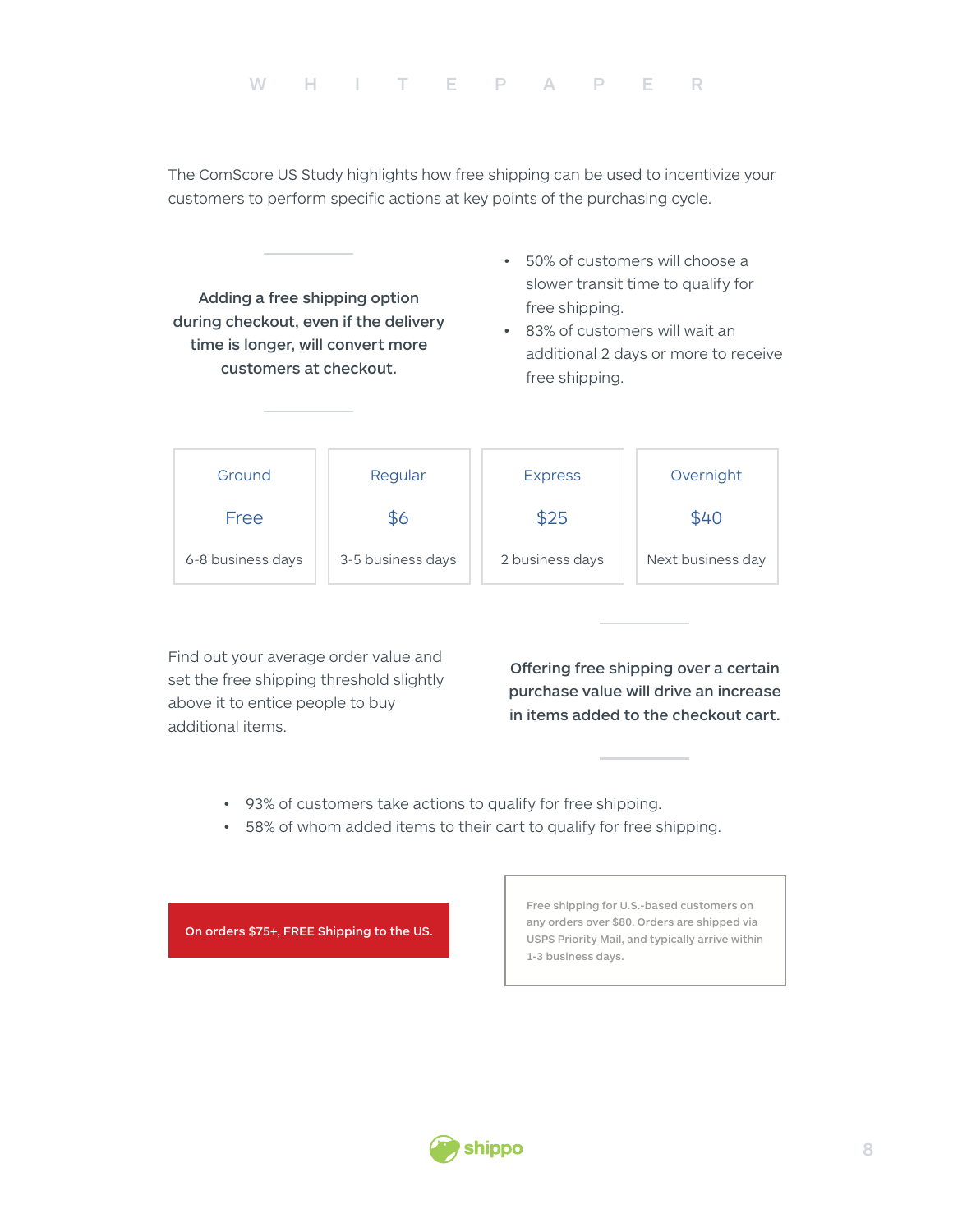The ComScore US Study highlights how free shipping can be used to incentivize your customers to perform specific actions at key points of the purchasing cycle.

**Adding a free shipping option during checkout, even if the delivery time is longer, will convert more customers at checkout.**

- 50% of customers will choose a slower transit time to qualify for free shipping.
- 83% of customers will wait an additional 2 days or more to receive free shipping.

| Ground | Regular | Express | Overnight |
|---|---|---|---|
| Free | $6 | $25 | $40 |
| 6-8 business days | 3-5 business days | 2 business days | Next business day |

Find out your average order value and set the free shipping threshold slightly above it to entice people to buy additional items.

**Offering free shipping over a certain purchase value will drive an increase in items added to the checkout cart.**

- 93% of customers take actions to qualify for free shipping.
- 58% of whom added items to their cart to qualify for free shipping.

On orders $75+, FREE Shipping to the US.

Free shipping for U.S.-based customers on any orders over $80. Orders are shipped via USPS Priority Mail, and typically arrive within 1-3 business days.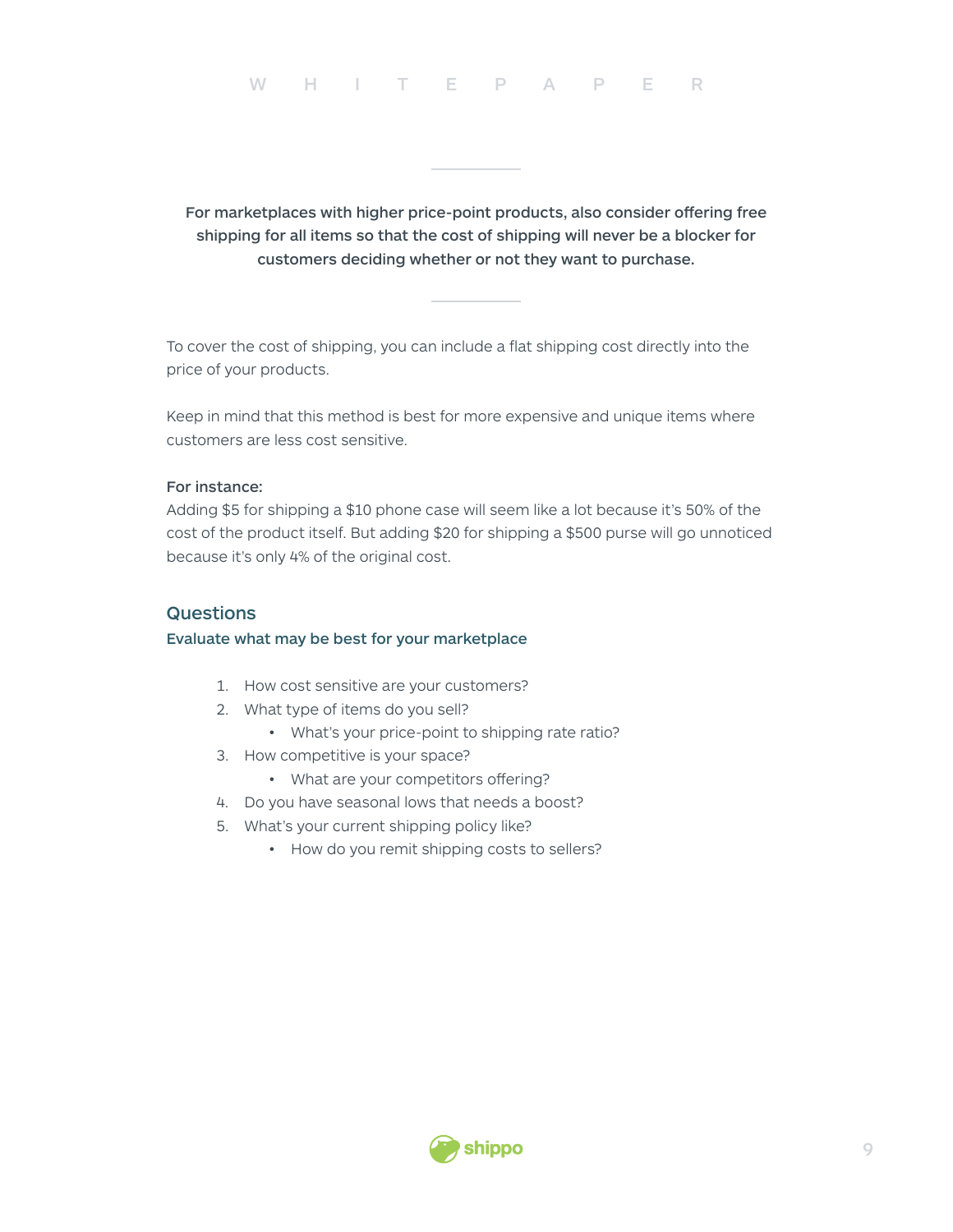**For marketplaces with higher price-point products, also consider offering free shipping for all items so that the cost of shipping will never be a blocker for customers deciding whether or not they want to purchase.**

To cover the cost of shipping, you can include a flat shipping cost directly into the price of your products.

Keep in mind that this method is best for more expensive and unique items where customers are less cost sensitive.

**For instance:**
Adding $5 for shipping a $10 phone case will seem like a lot because it's 50% of the cost of the product itself. But adding $20 for shipping a $500 purse will go unnoticed because it's only 4% of the original cost.

## Questions

### Evaluate what may be best for your marketplace

1. How cost sensitive are your customers?
2. What type of items do you sell?
   - What's your price-point to shipping rate ratio?
3. How competitive is your space?
   - What are your competitors offering?
4. Do you have seasonal lows that needs a boost?
5. What's your current shipping policy like?
   - How do you remit shipping costs to sellers?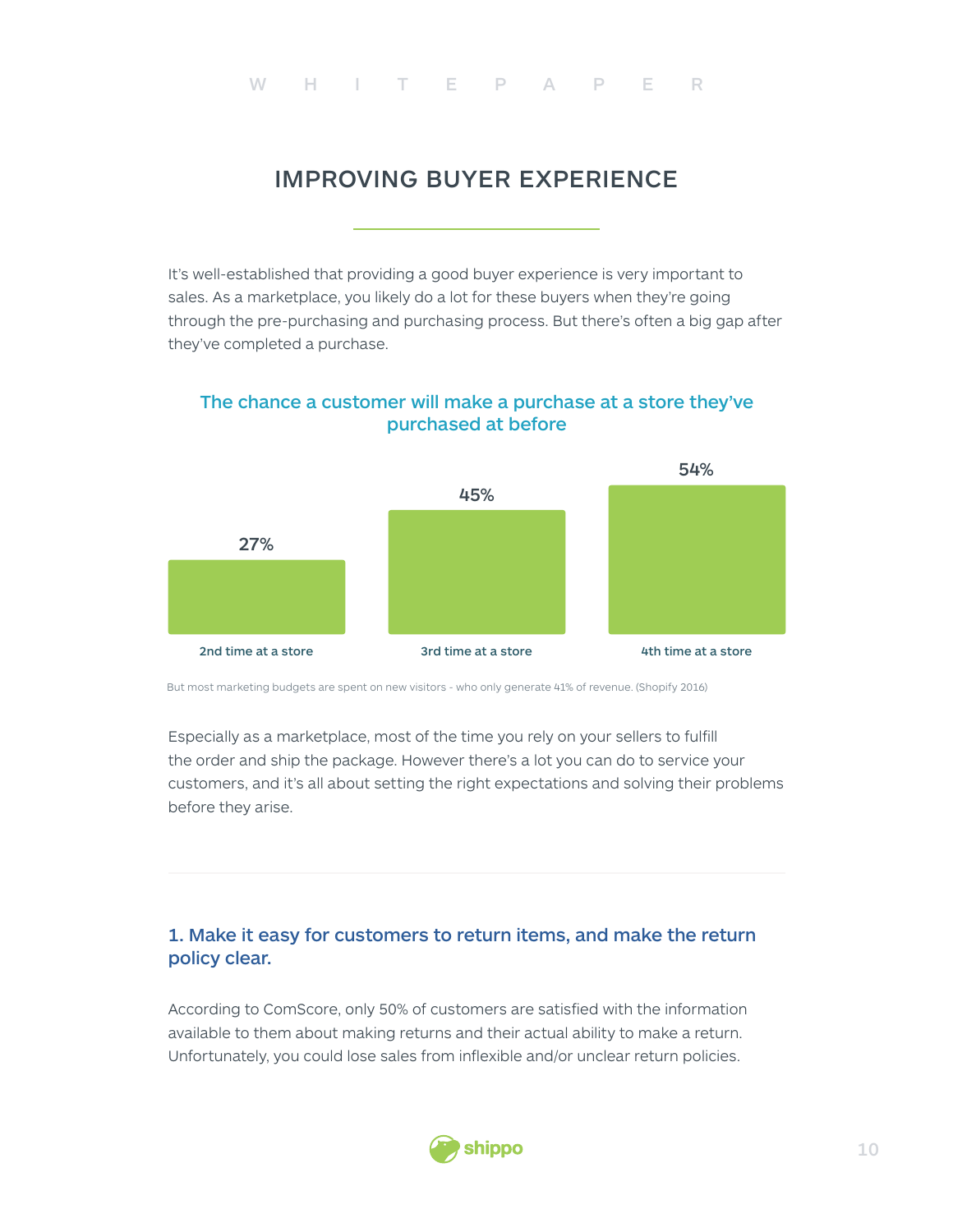# IMPROVING BUYER EXPERIENCE

It's well-established that providing a good buyer experience is very important to sales. As a marketplace, you likely do a lot for these buyers when they're going through the pre-purchasing and purchasing process. But there's often a big gap after they've completed a purchase.

**The chance a customer will make a purchase at a store they've purchased at before**

| 2nd time at a store | 3rd time at a store | 4th time at a store |
|---|---|---|
| 27% | 45% | 54% |

But most marketing budgets are spent on new visitors - who only generate 41% of revenue. (Shopify 2016)

Especially as a marketplace, most of the time you rely on your sellers to fulfill the order and ship the package. However there's a lot you can do to service your customers, and it's all about setting the right expectations and solving their problems before they arise.

---

## 1. Make it easy for customers to return items, and make the return policy clear.

According to ComScore, only 50% of customers are satisfied with the information available to them about making returns and their actual ability to make a return. Unfortunately, you could lose sales from inflexible and/or unclear return policies.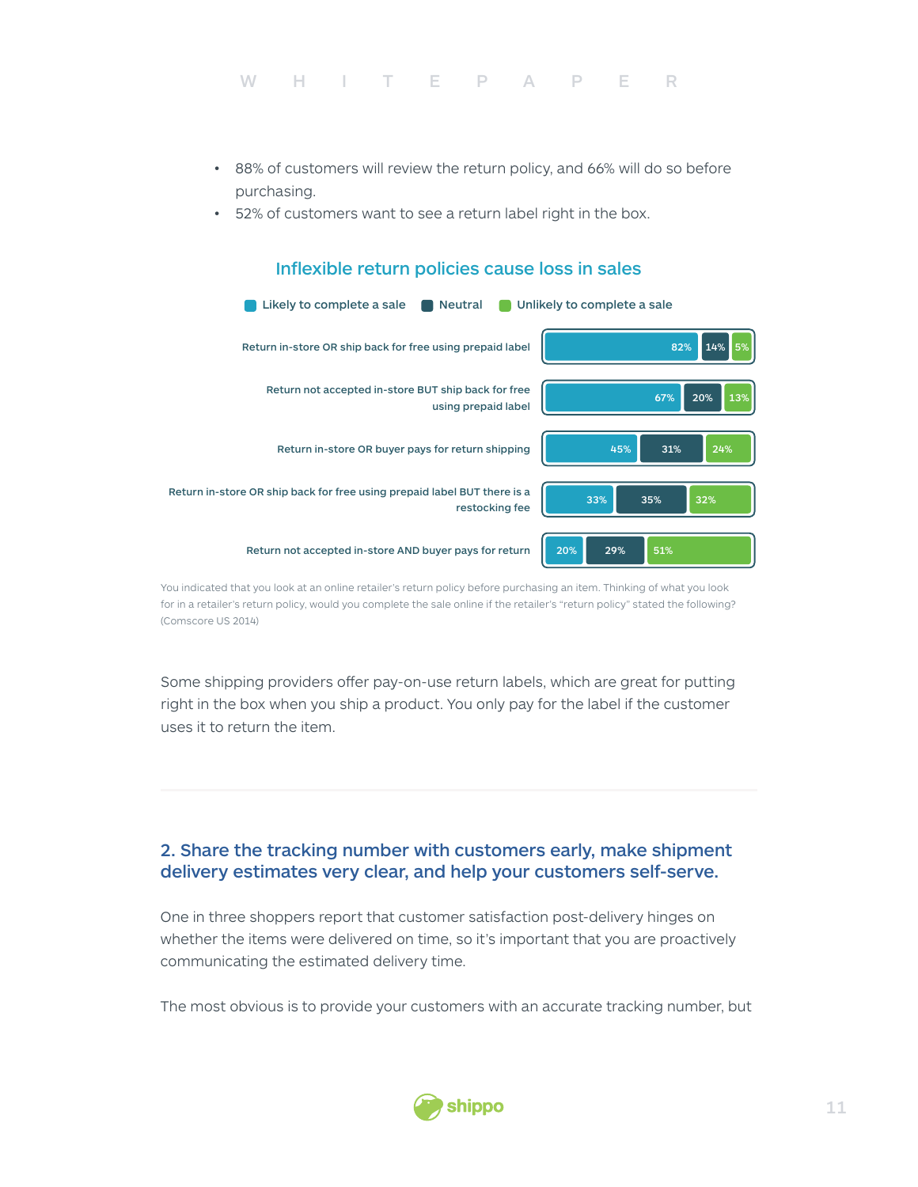- 88% of customers will review the return policy, and 66% will do so before purchasing.
- 52% of customers want to see a return label right in the box.

**Inflexible return policies cause loss in sales**

| Return policy | Likely to complete a sale | Neutral | Unlikely to complete a sale |
| --- | --- | --- | --- |
| Return in-store OR ship back for free using prepaid label | 82% | 14% | 5% |
| Return not accepted in-store BUT ship back for free using prepaid label | 67% | 20% | 13% |
| Return in-store OR buyer pays for return shipping | 45% | 31% | 24% |
| Return in-store OR ship back for free using prepaid label BUT there is a restocking fee | 33% | 35% | 32% |
| Return not accepted in-store AND buyer pays for return | 20% | 29% | 51% |

You indicated that you look at an online retailer's return policy before purchasing an item. Thinking of what you look for in a retailer's return policy, would you complete the sale online if the retailer's "return policy" stated the following? (Comscore US 2014)

Some shipping providers offer pay-on-use return labels, which are great for putting right in the box when you ship a product. You only pay for the label if the customer uses it to return the item.

## 2. Share the tracking number with customers early, make shipment delivery estimates very clear, and help your customers self-serve.

One in three shoppers report that customer satisfaction post-delivery hinges on whether the items were delivered on time, so it's important that you are proactively communicating the estimated delivery time.

The most obvious is to provide your customers with an accurate tracking number, but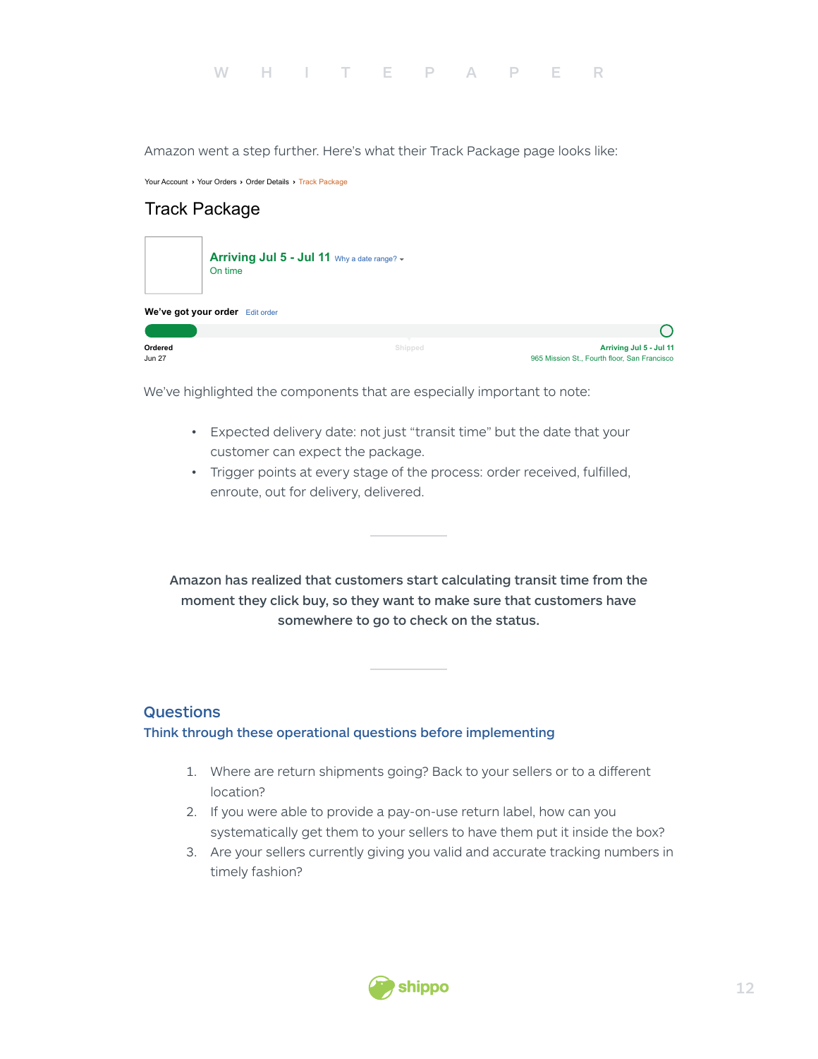Amazon went a step further. Here's what their Track Package page looks like:

Your Account › Your Orders › Order Details › Track Package

## Track Package

**Arriving Jul 5 - Jul 11** Why a date range?
On time

**We've got your order** Edit order

**Ordered**
Jun 27

Shipped

**Arriving Jul 5 - Jul 11**
965 Mission St., Fourth floor, San Francisco

We've highlighted the components that are especially important to note:

- Expected delivery date: not just "transit time" but the date that your customer can expect the package.
- Trigger points at every stage of the process: order received, fulfilled, enroute, out for delivery, delivered.

---

**Amazon has realized that customers start calculating transit time from the moment they click buy, so they want to make sure that customers have somewhere to go to check on the status.**

---

## Questions

### Think through these operational questions before implementing

1. Where are return shipments going? Back to your sellers or to a different location?
2. If you were able to provide a pay-on-use return label, how can you systematically get them to your sellers to have them put it inside the box?
3. Are your sellers currently giving you valid and accurate tracking numbers in timely fashion?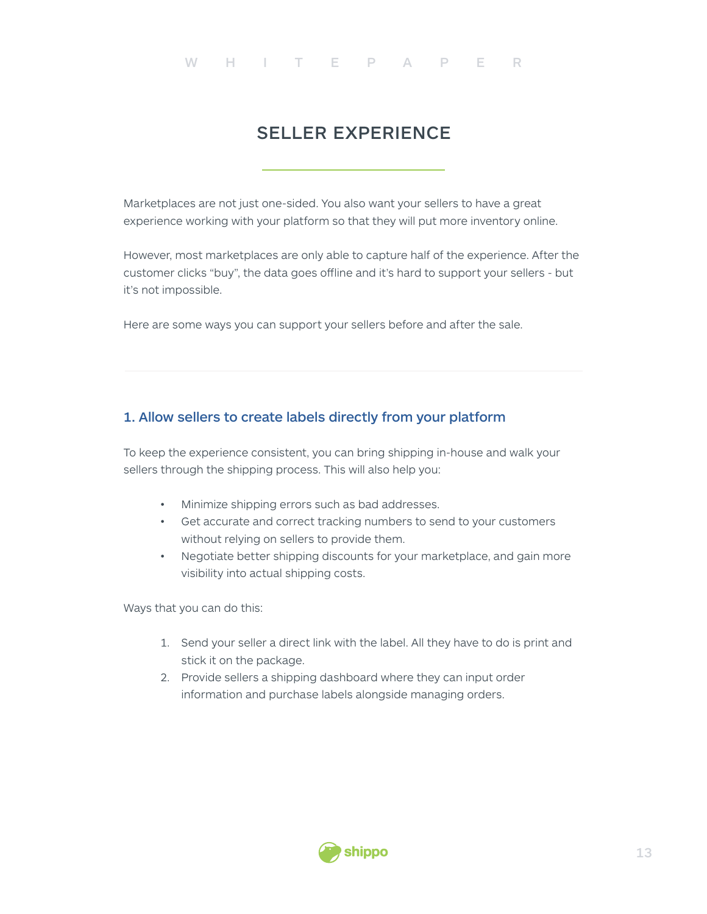# SELLER EXPERIENCE

Marketplaces are not just one-sided. You also want your sellers to have a great experience working with your platform so that they will put more inventory online.

However, most marketplaces are only able to capture half of the experience. After the customer clicks "buy", the data goes offline and it's hard to support your sellers - but it's not impossible.

Here are some ways you can support your sellers before and after the sale.

## 1. Allow sellers to create labels directly from your platform

To keep the experience consistent, you can bring shipping in-house and walk your sellers through the shipping process. This will also help you:

- Minimize shipping errors such as bad addresses.
- Get accurate and correct tracking numbers to send to your customers without relying on sellers to provide them.
- Negotiate better shipping discounts for your marketplace, and gain more visibility into actual shipping costs.

Ways that you can do this:

1. Send your seller a direct link with the label. All they have to do is print and stick it on the package.
2. Provide sellers a shipping dashboard where they can input order information and purchase labels alongside managing orders.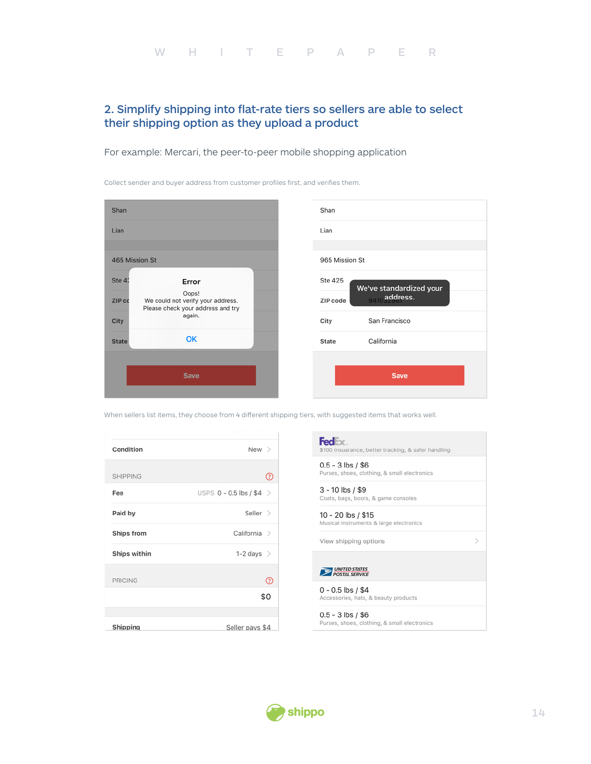## 2. Simplify shipping into flat-rate tiers so sellers are able to select their shipping option as they upload a product

For example: Mercari, the peer-to-peer mobile shopping application

Collect sender and buyer address from customer profiles first, and verifies them.

Shan

Lian

465 Mission St

Ste 42

ZIP co

City

State

**Error**

Oops!
We could not verify your address.
Please check your address and try again.

OK

Save

Shan

Lian

965 Mission St

Ste 425

We've standardized your address.

**ZIP code** 941032961

**City** San Francisco

**State** California

Save

When sellers list items, they choose from 4 different shipping tiers, with suggested items that works well.

| | |
|---|---|
| **Condition** | New |

SHIPPING

| | |
|---|---|
| **Fee** | USPS 0 - 0.5 lbs / $4 |
| **Paid by** | Seller |
| **Ships from** | California |
| **Ships within** | 1-2 days |

PRICING

$0

| | |
|---|---|
| **Shipping** | Seller pays $4 |

FedEx

$100 insuarance, better tracking, & safer handling

0.5 - 3 lbs / $6
Purses, shoes, clothing, & small electronics

3 - 10 lbs / $9
Coats, bags, boots, & game consoles

10 - 20 lbs / $15
Musical instruments & large electronics

View shipping options

UNITED STATES POSTAL SERVICE

0 - 0.5 lbs / $4
Accessories, hats, & beauty products

0.5 - 3 lbs / $6
Purses, shoes, clothing, & small electronics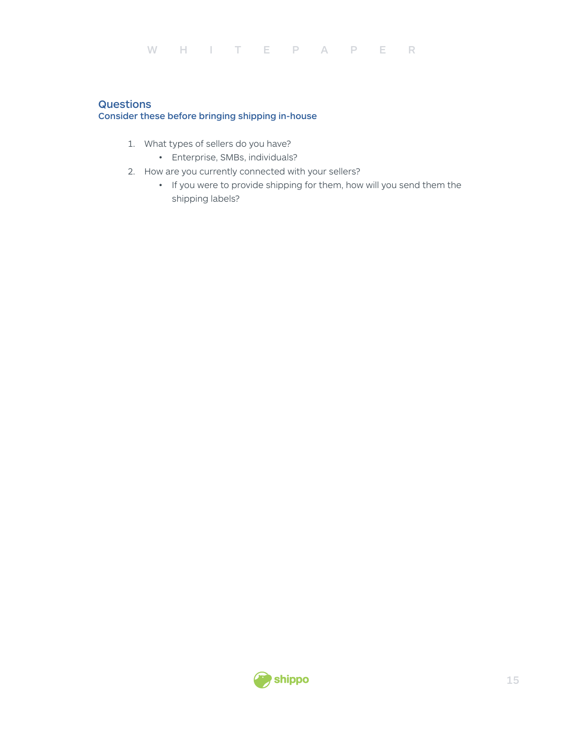## Questions

### Consider these before bringing shipping in-house

1. What types of sellers do you have?
   - Enterprise, SMBs, individuals?
2. How are you currently connected with your sellers?
   - If you were to provide shipping for them, how will you send them the shipping labels?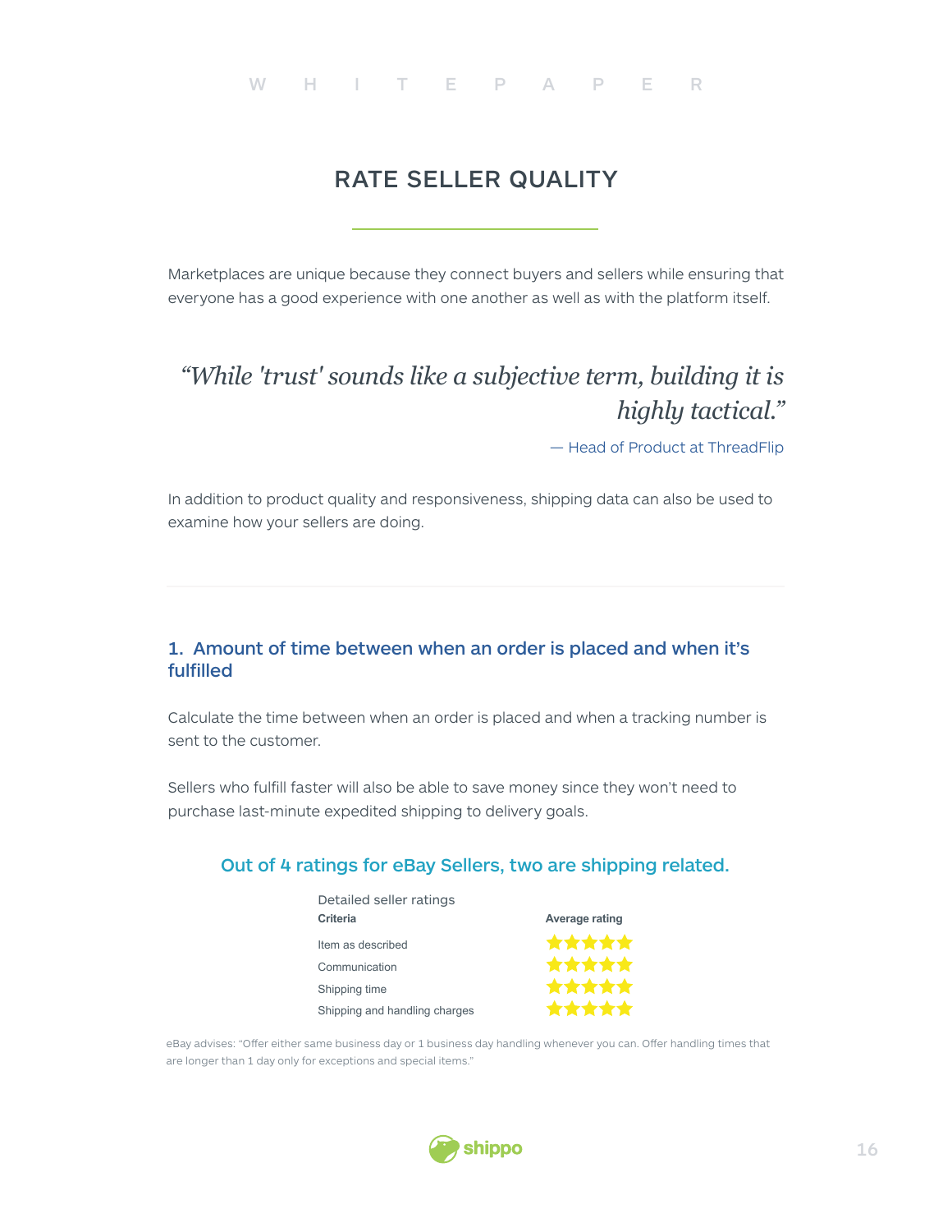## RATE SELLER QUALITY

Marketplaces are unique because they connect buyers and sellers while ensuring that everyone has a good experience with one another as well as with the platform itself.

> *"While 'trust' sounds like a subjective term, building it is highly tactical."*
>
> — Head of Product at ThreadFlip

In addition to product quality and responsiveness, shipping data can also be used to examine how your sellers are doing.

### 1. Amount of time between when an order is placed and when it's fulfilled

Calculate the time between when an order is placed and when a tracking number is sent to the customer.

Sellers who fulfill faster will also be able to save money since they won't need to purchase last-minute expedited shipping to delivery goals.

**Out of 4 ratings for eBay Sellers, two are shipping related.**

Detailed seller ratings

| Criteria | Average rating |
| --- | --- |
| Item as described | ★★★★★ |
| Communication | ★★★★★ |
| Shipping time | ★★★★★ |
| Shipping and handling charges | ★★★★★ |

eBay advises: "Offer either same business day or 1 business day handling whenever you can. Offer handling times that are longer than 1 day only for exceptions and special items."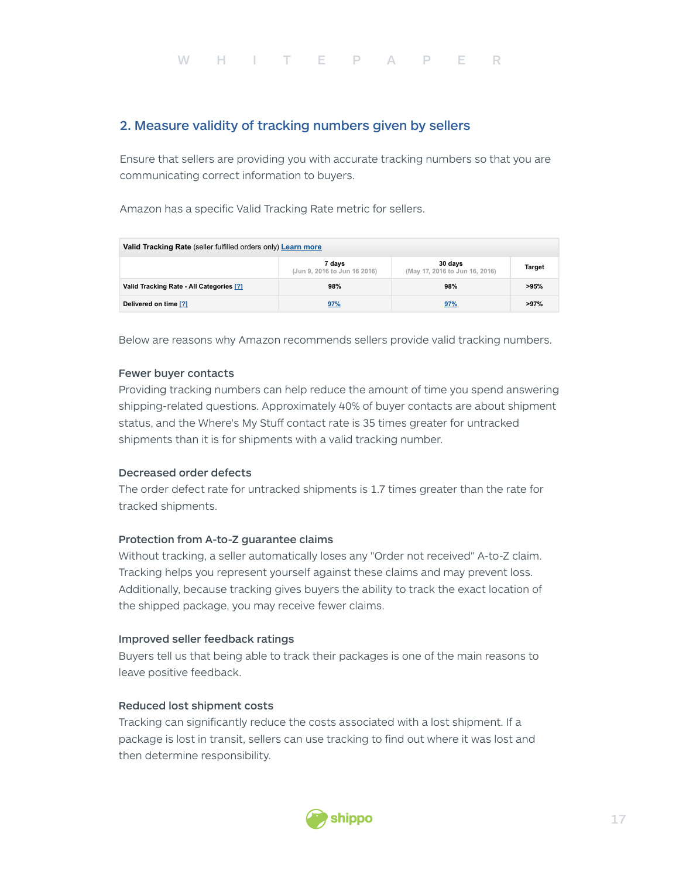## 2. Measure validity of tracking numbers given by sellers

Ensure that sellers are providing you with accurate tracking numbers so that you are communicating correct information to buyers.

Amazon has a specific Valid Tracking Rate metric for sellers.

| **Valid Tracking Rate** (seller fulfilled orders only) Learn more | | | |
|---|---|---|---|
| | **7 days** (Jun 9, 2016 to Jun 16 2016) | **30 days** (May 17, 2016 to Jun 16, 2016) | **Target** |
| **Valid Tracking Rate - All Categories** [?] | **98%** | **98%** | **>95%** |
| **Delivered on time** [?] | **97%** | **97%** | **>97%** |

Below are reasons why Amazon recommends sellers provide valid tracking numbers.

### Fewer buyer contacts

Providing tracking numbers can help reduce the amount of time you spend answering shipping-related questions. Approximately 40% of buyer contacts are about shipment status, and the Where's My Stuff contact rate is 35 times greater for untracked shipments than it is for shipments with a valid tracking number.

### Decreased order defects

The order defect rate for untracked shipments is 1.7 times greater than the rate for tracked shipments.

### Protection from A-to-Z guarantee claims

Without tracking, a seller automatically loses any "Order not received" A-to-Z claim. Tracking helps you represent yourself against these claims and may prevent loss. Additionally, because tracking gives buyers the ability to track the exact location of the shipped package, you may receive fewer claims.

### Improved seller feedback ratings

Buyers tell us that being able to track their packages is one of the main reasons to leave positive feedback.

### Reduced lost shipment costs

Tracking can significantly reduce the costs associated with a lost shipment. If a package is lost in transit, sellers can use tracking to find out where it was lost and then determine responsibility.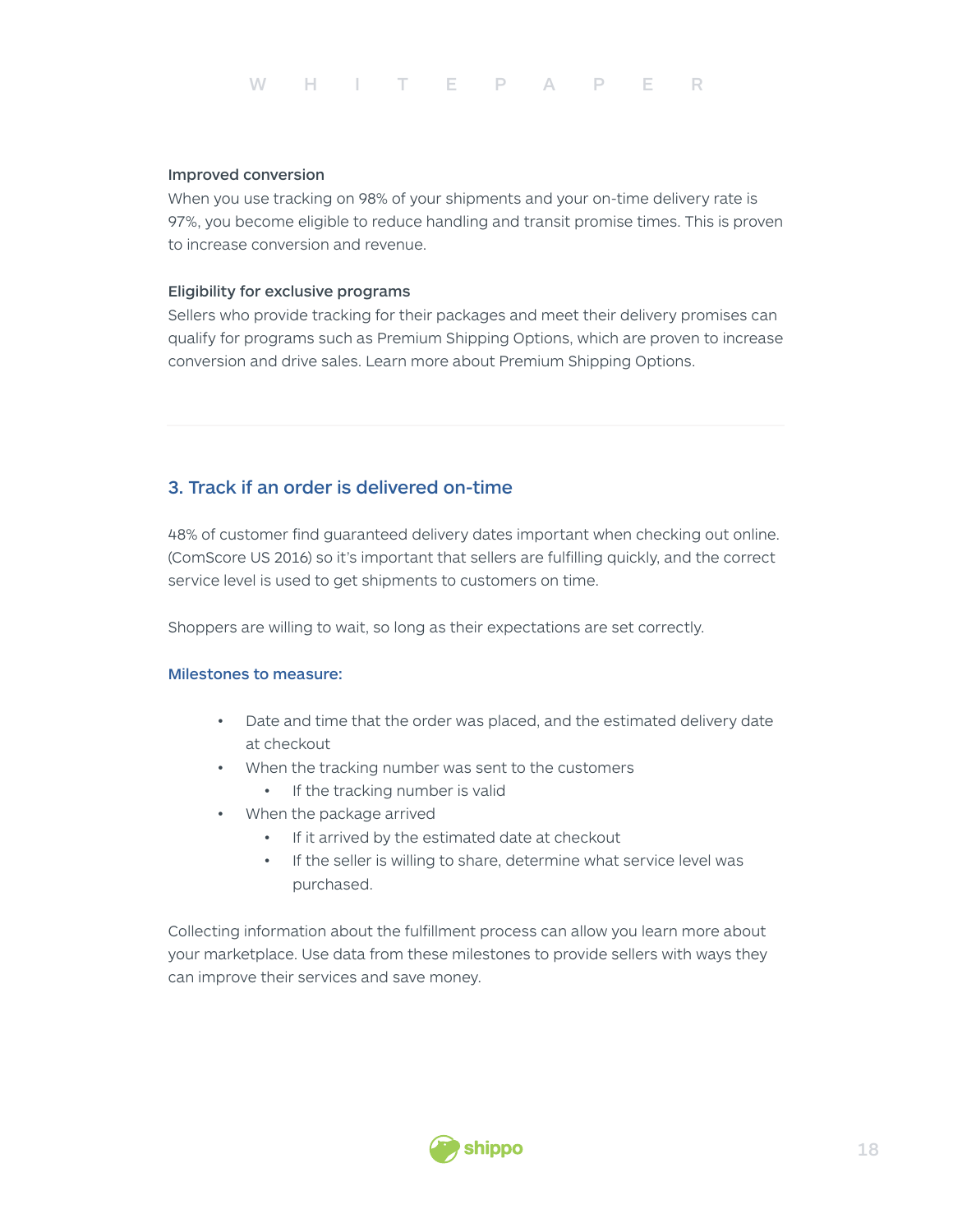### Improved conversion

When you use tracking on 98% of your shipments and your on-time delivery rate is 97%, you become eligible to reduce handling and transit promise times. This is proven to increase conversion and revenue.

### Eligibility for exclusive programs

Sellers who provide tracking for their packages and meet their delivery promises can qualify for programs such as Premium Shipping Options, which are proven to increase conversion and drive sales. Learn more about Premium Shipping Options.

---

## 3. Track if an order is delivered on-time

48% of customer find guaranteed delivery dates important when checking out online. (ComScore US 2016) so it's important that sellers are fulfilling quickly, and the correct service level is used to get shipments to customers on time.

Shoppers are willing to wait, so long as their expectations are set correctly.

### Milestones to measure:

- Date and time that the order was placed, and the estimated delivery date at checkout
- When the tracking number was sent to the customers
  - If the tracking number is valid
- When the package arrived
  - If it arrived by the estimated date at checkout
  - If the seller is willing to share, determine what service level was purchased.

Collecting information about the fulfillment process can allow you learn more about your marketplace. Use data from these milestones to provide sellers with ways they can improve their services and save money.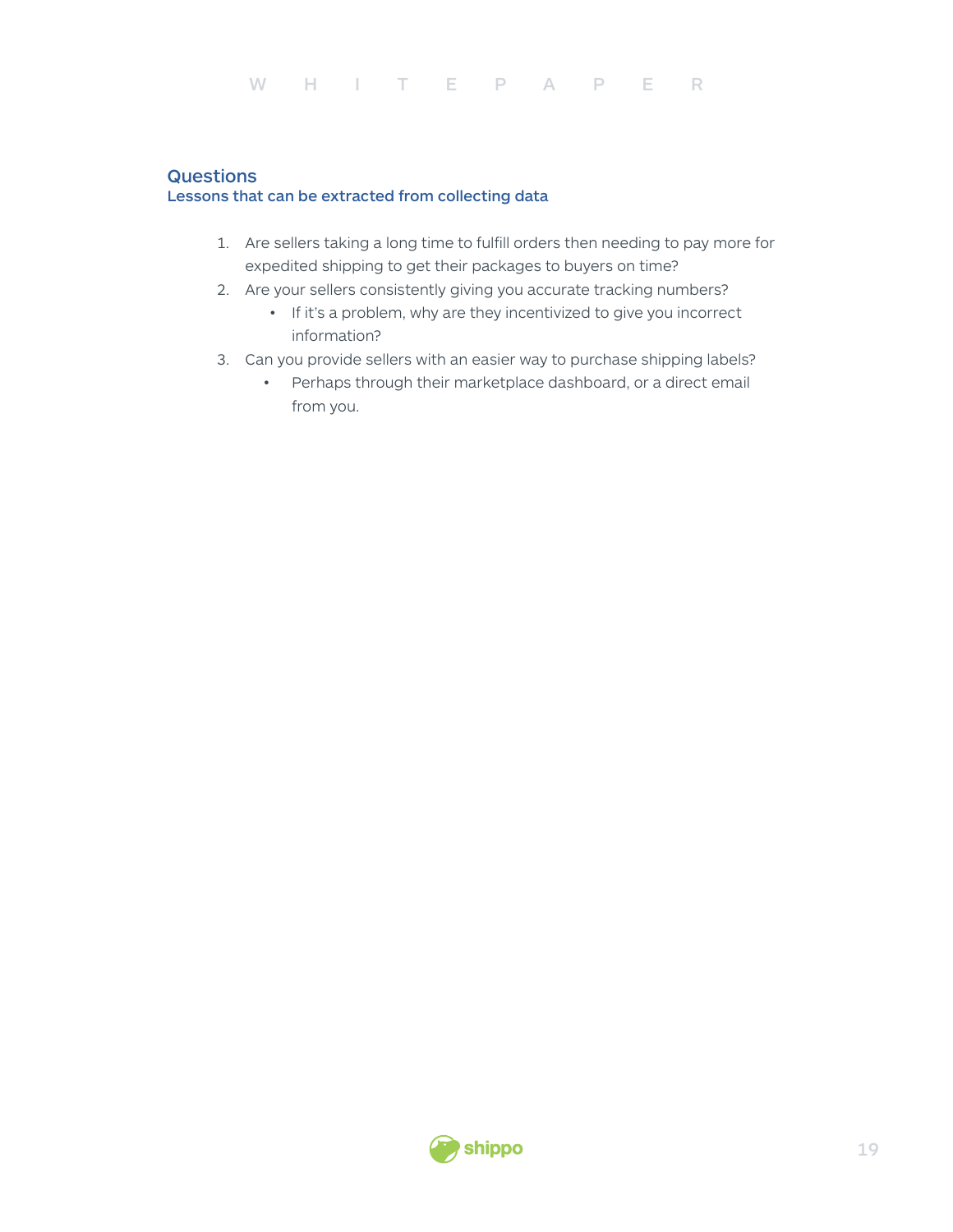## Questions

### Lessons that can be extracted from collecting data

1. Are sellers taking a long time to fulfill orders then needing to pay more for expedited shipping to get their packages to buyers on time?
2. Are your sellers consistently giving you accurate tracking numbers?
   - If it's a problem, why are they incentivized to give you incorrect information?
3. Can you provide sellers with an easier way to purchase shipping labels?
   - Perhaps through their marketplace dashboard, or a direct email from you.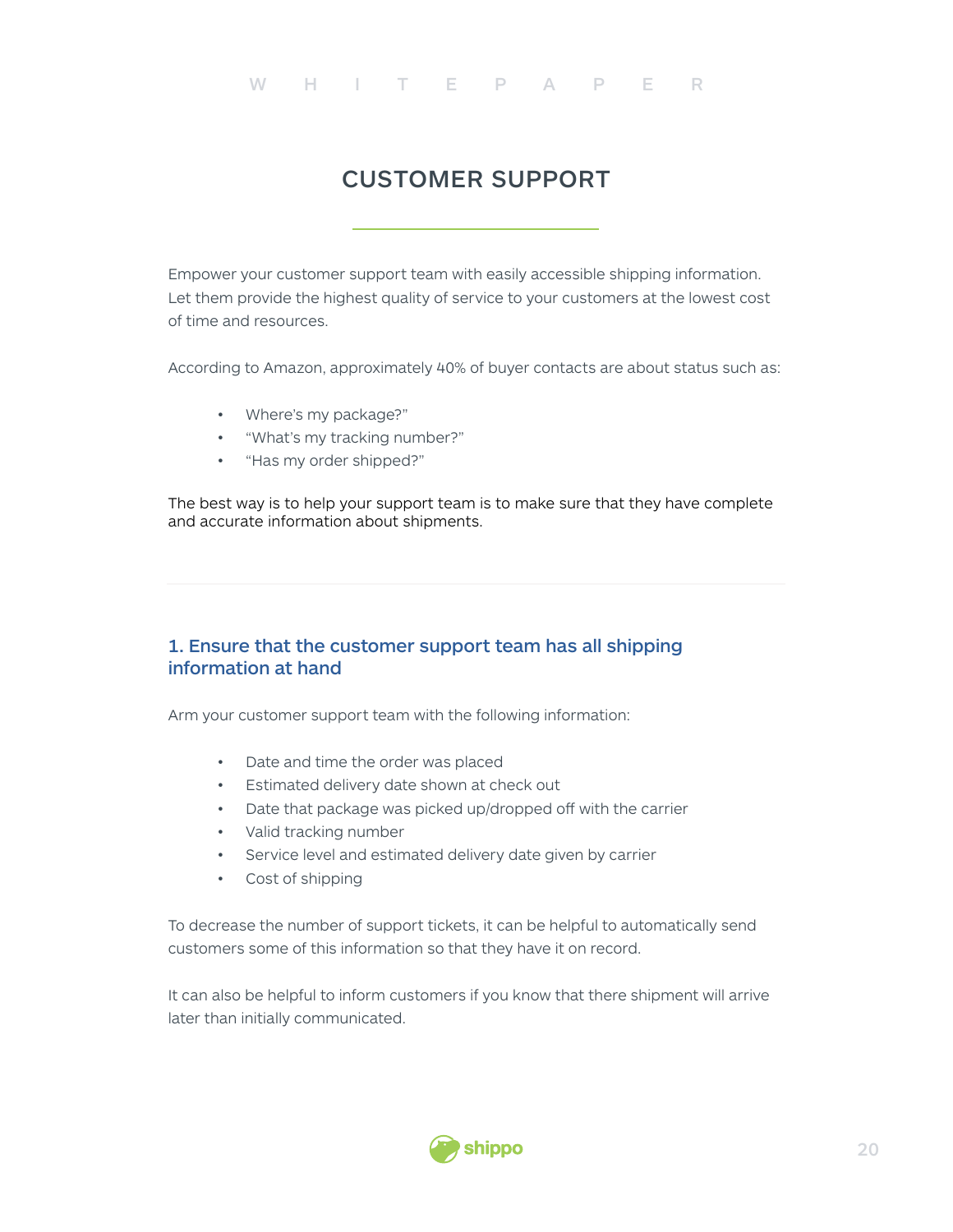# CUSTOMER SUPPORT

Empower your customer support team with easily accessible shipping information. Let them provide the highest quality of service to your customers at the lowest cost of time and resources.

According to Amazon, approximately 40% of buyer contacts are about status such as:

- Where's my package?"
- "What's my tracking number?"
- "Has my order shipped?"

The best way is to help your support team is to make sure that they have complete and accurate information about shipments.

## 1. Ensure that the customer support team has all shipping information at hand

Arm your customer support team with the following information:

- Date and time the order was placed
- Estimated delivery date shown at check out
- Date that package was picked up/dropped off with the carrier
- Valid tracking number
- Service level and estimated delivery date given by carrier
- Cost of shipping

To decrease the number of support tickets, it can be helpful to automatically send customers some of this information so that they have it on record.

It can also be helpful to inform customers if you know that there shipment will arrive later than initially communicated.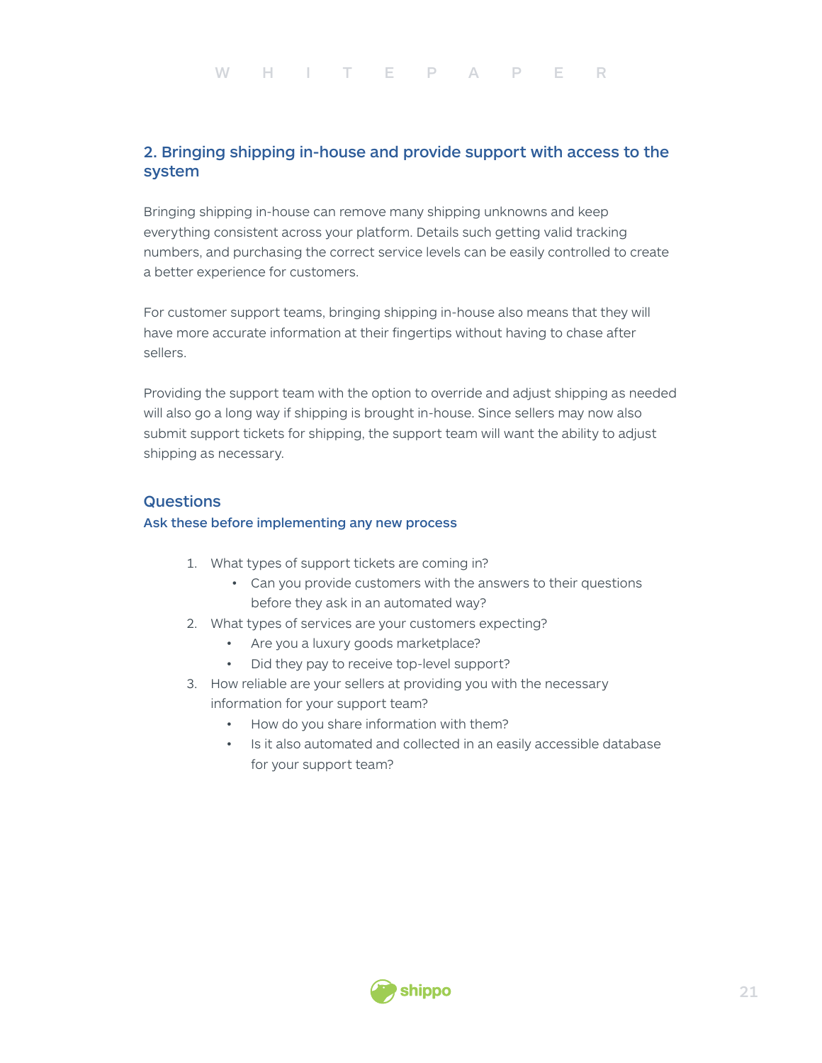## 2. Bringing shipping in-house and provide support with access to the system

Bringing shipping in-house can remove many shipping unknowns and keep everything consistent across your platform. Details such getting valid tracking numbers, and purchasing the correct service levels can be easily controlled to create a better experience for customers.

For customer support teams, bringing shipping in-house also means that they will have more accurate information at their fingertips without having to chase after sellers.

Providing the support team with the option to override and adjust shipping as needed will also go a long way if shipping is brought in-house. Since sellers may now also submit support tickets for shipping, the support team will want the ability to adjust shipping as necessary.

### Questions

#### Ask these before implementing any new process

1. What types of support tickets are coming in?
   - Can you provide customers with the answers to their questions before they ask in an automated way?
2. What types of services are your customers expecting?
   - Are you a luxury goods marketplace?
   - Did they pay to receive top-level support?
3. How reliable are your sellers at providing you with the necessary information for your support team?
   - How do you share information with them?
   - Is it also automated and collected in an easily accessible database for your support team?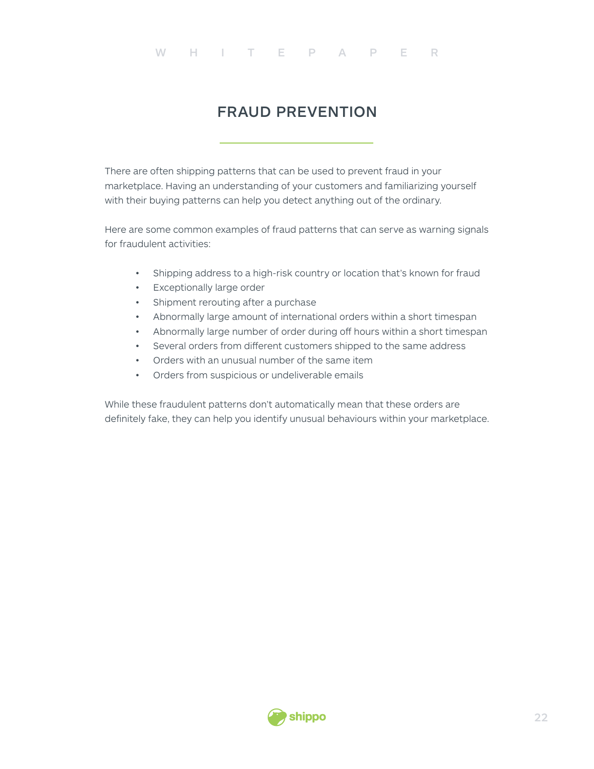# FRAUD PREVENTION

There are often shipping patterns that can be used to prevent fraud in your marketplace. Having an understanding of your customers and familiarizing yourself with their buying patterns can help you detect anything out of the ordinary.

Here are some common examples of fraud patterns that can serve as warning signals for fraudulent activities:

- Shipping address to a high-risk country or location that's known for fraud
- Exceptionally large order
- Shipment rerouting after a purchase
- Abnormally large amount of international orders within a short timespan
- Abnormally large number of order during off hours within a short timespan
- Several orders from different customers shipped to the same address
- Orders with an unusual number of the same item
- Orders from suspicious or undeliverable emails

While these fraudulent patterns don't automatically mean that these orders are definitely fake, they can help you identify unusual behaviours within your marketplace.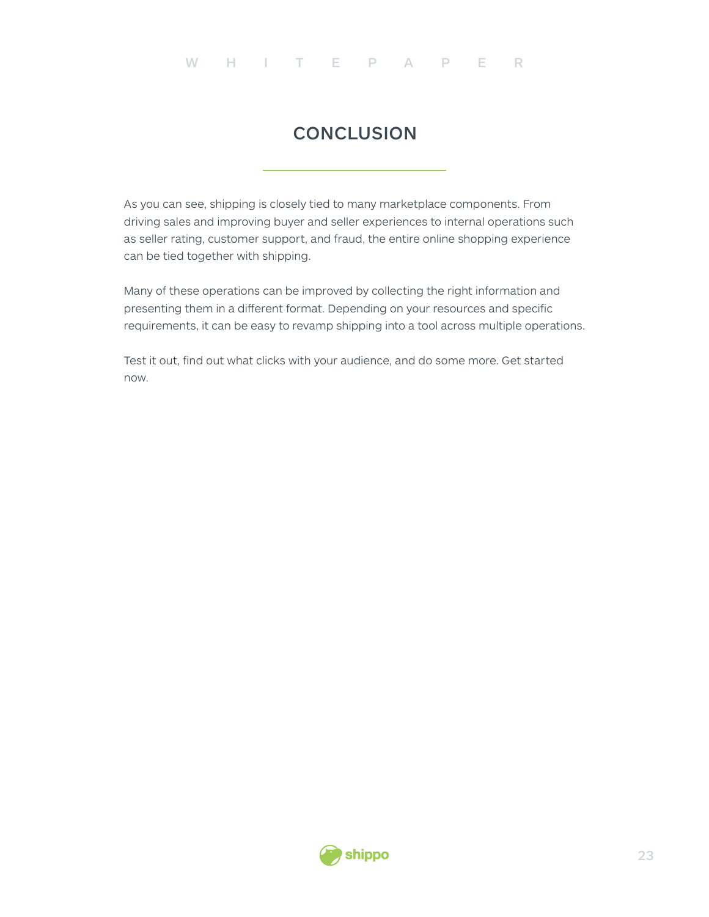# CONCLUSION

As you can see, shipping is closely tied to many marketplace components. From driving sales and improving buyer and seller experiences to internal operations such as seller rating, customer support, and fraud, the entire online shopping experience can be tied together with shipping.

Many of these operations can be improved by collecting the right information and presenting them in a different format. Depending on your resources and specific requirements, it can be easy to revamp shipping into a tool across multiple operations.

Test it out, find out what clicks with your audience, and do some more. Get started now.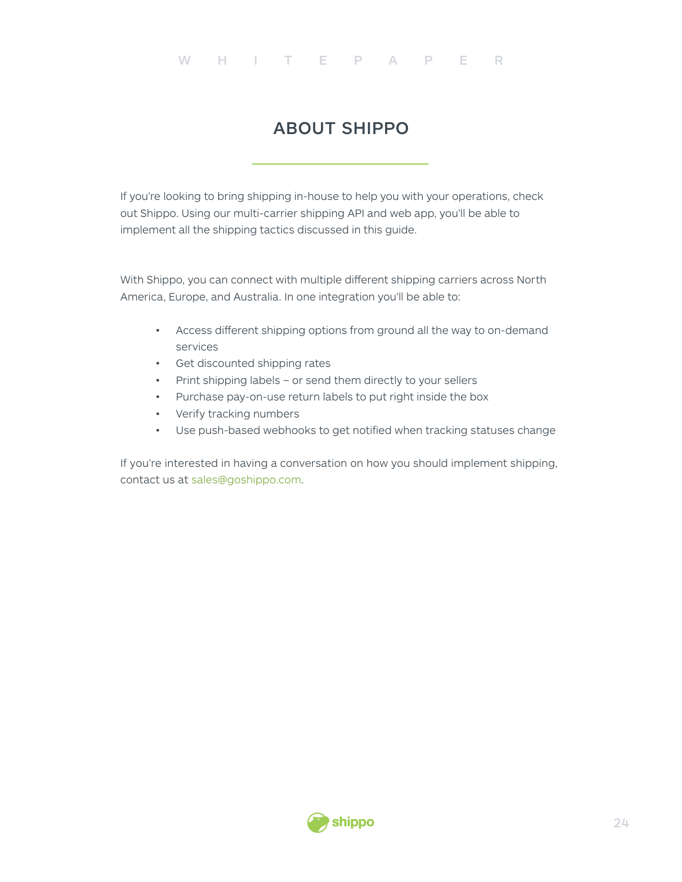# ABOUT SHIPPO

If you're looking to bring shipping in-house to help you with your operations, check out Shippo. Using our multi-carrier shipping API and web app, you'll be able to implement all the shipping tactics discussed in this guide.

With Shippo, you can connect with multiple different shipping carriers across North America, Europe, and Australia. In one integration you'll be able to:

- Access different shipping options from ground all the way to on-demand services
- Get discounted shipping rates
- Print shipping labels – or send them directly to your sellers
- Purchase pay-on-use return labels to put right inside the box
- Verify tracking numbers
- Use push-based webhooks to get notified when tracking statuses change

If you're interested in having a conversation on how you should implement shipping, contact us at sales@goshippo.com.